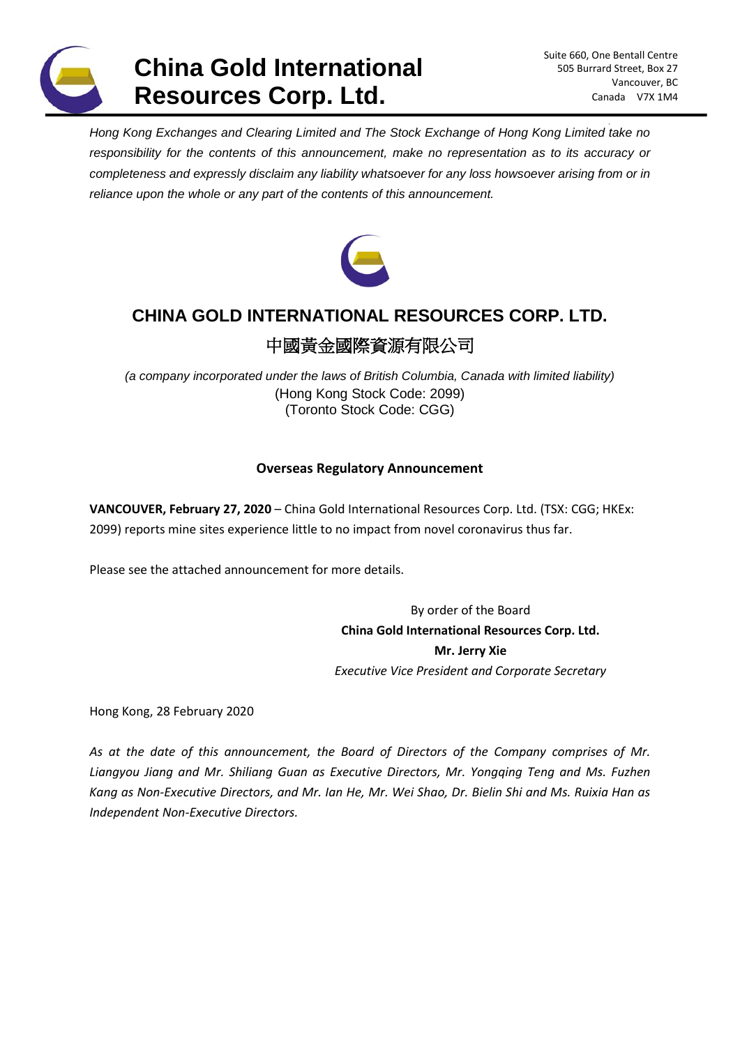# China Gold International Resources Corp. Ltd.

Suite 660, One Bentall Centre
505 Burrard Street, Box 27
Vancouver, BC
Canada V7X 1M4

*Hong Kong Exchanges and Clearing Limited and The Stock Exchange of Hong Kong Limited take no responsibility for the contents of this announcement, make no representation as to its accuracy or completeness and expressly disclaim any liability whatsoever for any loss howsoever arising from or in reliance upon the whole or any part of the contents of this announcement.*

## CHINA GOLD INTERNATIONAL RESOURCES CORP. LTD.

## 中國黃金國際資源有限公司

*(a company incorporated under the laws of British Columbia, Canada with limited liability)*
(Hong Kong Stock Code: 2099)
(Toronto Stock Code: CGG)

### Overseas Regulatory Announcement

**VANCOUVER, February 27, 2020** – China Gold International Resources Corp. Ltd. (TSX: CGG; HKEx: 2099) reports mine sites experience little to no impact from novel coronavirus thus far.

Please see the attached announcement for more details.

By order of the Board
**China Gold International Resources Corp. Ltd.**
**Mr. Jerry Xie**
*Executive Vice President and Corporate Secretary*

Hong Kong, 28 February 2020

*As at the date of this announcement, the Board of Directors of the Company comprises of Mr. Liangyou Jiang and Mr. Shiliang Guan as Executive Directors, Mr. Yongqing Teng and Ms. Fuzhen Kang as Non-Executive Directors, and Mr. Ian He, Mr. Wei Shao, Dr. Bielin Shi and Ms. Ruixia Han as Independent Non-Executive Directors.*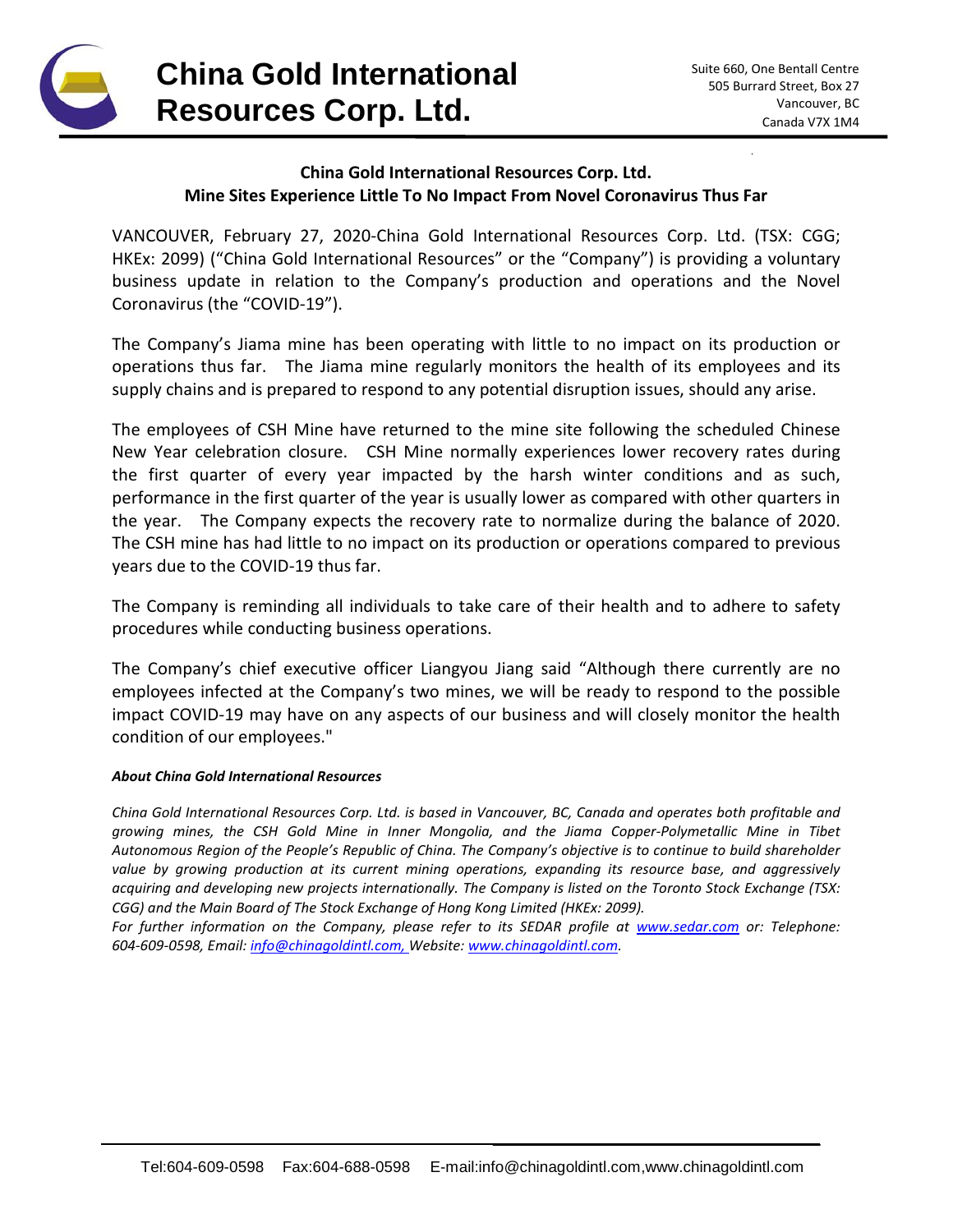**China Gold International Resources Corp. Ltd.**

**Mine Sites Experience Little To No Impact From Novel Coronavirus Thus Far**

VANCOUVER, February 27, 2020-China Gold International Resources Corp. Ltd. (TSX: CGG; HKEx: 2099) ("China Gold International Resources" or the "Company") is providing a voluntary business update in relation to the Company's production and operations and the Novel Coronavirus (the "COVID-19").

The Company's Jiama mine has been operating with little to no impact on its production or operations thus far. The Jiama mine regularly monitors the health of its employees and its supply chains and is prepared to respond to any potential disruption issues, should any arise.

The employees of CSH Mine have returned to the mine site following the scheduled Chinese New Year celebration closure. CSH Mine normally experiences lower recovery rates during the first quarter of every year impacted by the harsh winter conditions and as such, performance in the first quarter of the year is usually lower as compared with other quarters in the year. The Company expects the recovery rate to normalize during the balance of 2020. The CSH mine has had little to no impact on its production or operations compared to previous years due to the COVID-19 thus far.

The Company is reminding all individuals to take care of their health and to adhere to safety procedures while conducting business operations.

The Company's chief executive officer Liangyou Jiang said "Although there currently are no employees infected at the Company's two mines, we will be ready to respond to the possible impact COVID-19 may have on any aspects of our business and will closely monitor the health condition of our employees."

***About China Gold International Resources***

*China Gold International Resources Corp. Ltd. is based in Vancouver, BC, Canada and operates both profitable and growing mines, the CSH Gold Mine in Inner Mongolia, and the Jiama Copper-Polymetallic Mine in Tibet Autonomous Region of the People's Republic of China. The Company's objective is to continue to build shareholder value by growing production at its current mining operations, expanding its resource base, and aggressively acquiring and developing new projects internationally. The Company is listed on the Toronto Stock Exchange (TSX: CGG) and the Main Board of The Stock Exchange of Hong Kong Limited (HKEx: 2099).*

*For further information on the Company, please refer to its SEDAR profile at www.sedar.com or: Telephone: 604-609-0598, Email: info@chinagoldintl.com, Website: www.chinagoldintl.com.*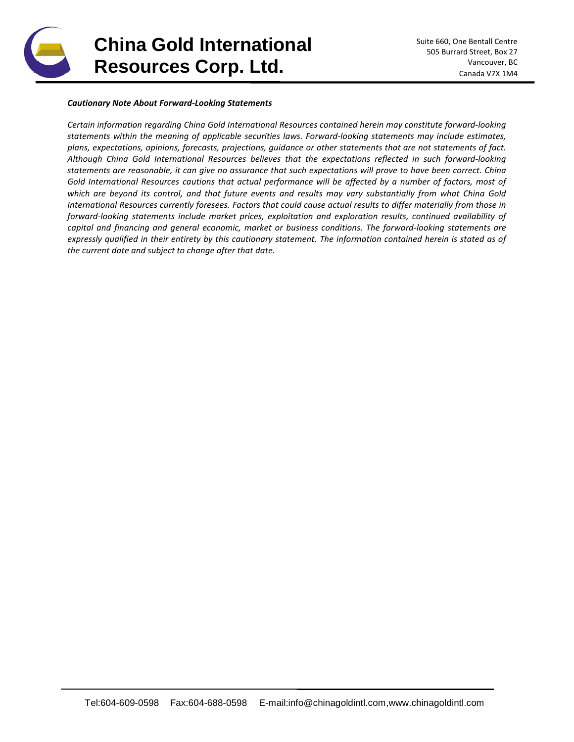***Cautionary Note About Forward-Looking Statements***

*Certain information regarding China Gold International Resources contained herein may constitute forward-looking statements within the meaning of applicable securities laws. Forward-looking statements may include estimates, plans, expectations, opinions, forecasts, projections, guidance or other statements that are not statements of fact. Although China Gold International Resources believes that the expectations reflected in such forward-looking statements are reasonable, it can give no assurance that such expectations will prove to have been correct. China Gold International Resources cautions that actual performance will be affected by a number of factors, most of which are beyond its control, and that future events and results may vary substantially from what China Gold International Resources currently foresees. Factors that could cause actual results to differ materially from those in forward-looking statements include market prices, exploitation and exploration results, continued availability of capital and financing and general economic, market or business conditions. The forward-looking statements are expressly qualified in their entirety by this cautionary statement. The information contained herein is stated as of the current date and subject to change after that date.*